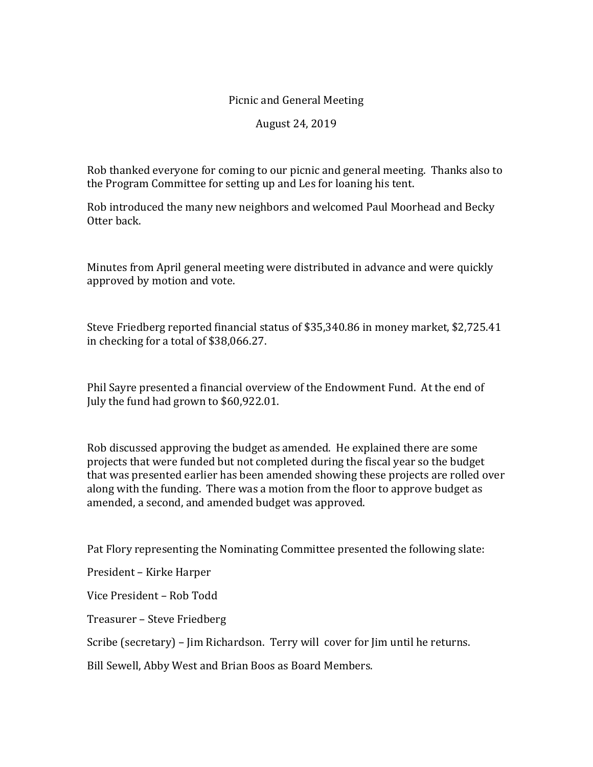# Picnic and General Meeting

August 24, 2019

Rob thanked everyone for coming to our picnic and general meeting. Thanks also to the Program Committee for setting up and Les for loaning his tent.

Rob introduced the many new neighbors and welcomed Paul Moorhead and Becky Otter back.

Minutes from April general meeting were distributed in advance and were quickly approved by motion and vote.

Steve Friedberg reported financial status of $35,340.86 in money market, $2,725.41 in checking for a total of $38,066.27.

Phil Sayre presented a financial overview of the Endowment Fund. At the end of July the fund had grown to $60,922.01.

Rob discussed approving the budget as amended. He explained there are some projects that were funded but not completed during the fiscal year so the budget that was presented earlier has been amended showing these projects are rolled over along with the funding. There was a motion from the floor to approve budget as amended, a second, and amended budget was approved.

Pat Flory representing the Nominating Committee presented the following slate:

President – Kirke Harper

Vice President – Rob Todd

Treasurer – Steve Friedberg

Scribe (secretary) – Jim Richardson. Terry will cover for Jim until he returns.

Bill Sewell, Abby West and Brian Boos as Board Members.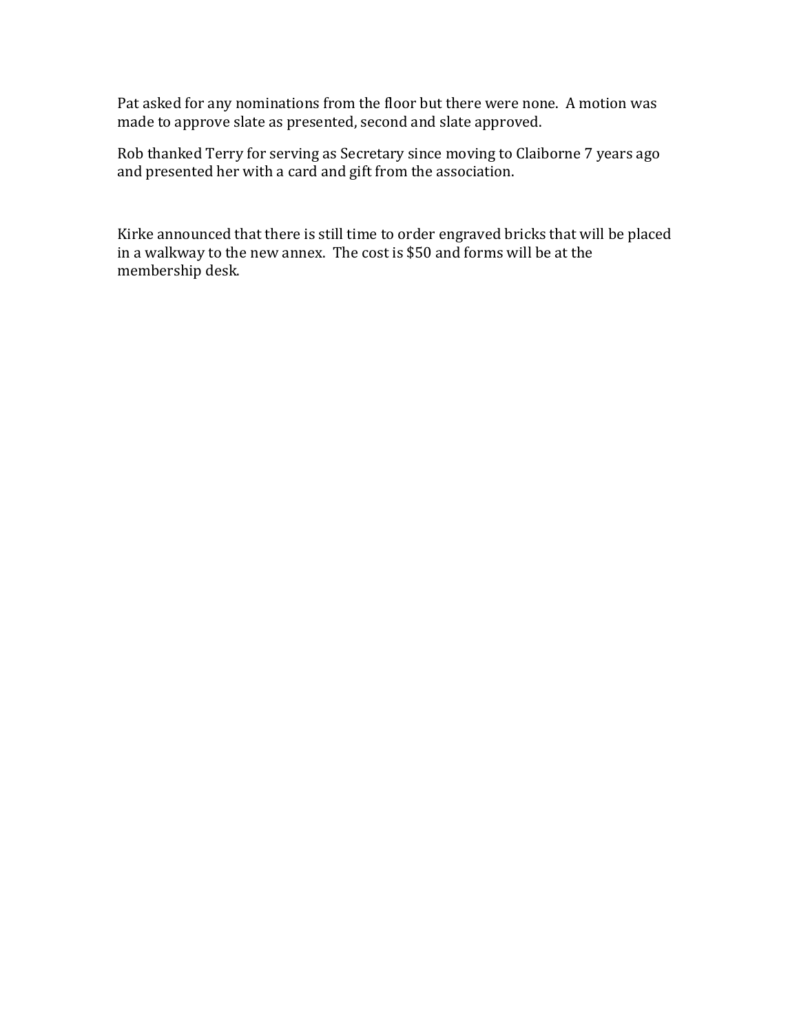Pat asked for any nominations from the floor but there were none. A motion was made to approve slate as presented, second and slate approved.

Rob thanked Terry for serving as Secretary since moving to Claiborne 7 years ago and presented her with a card and gift from the association.

Kirke announced that there is still time to order engraved bricks that will be placed in a walkway to the new annex. The cost is $50 and forms will be at the membership desk.